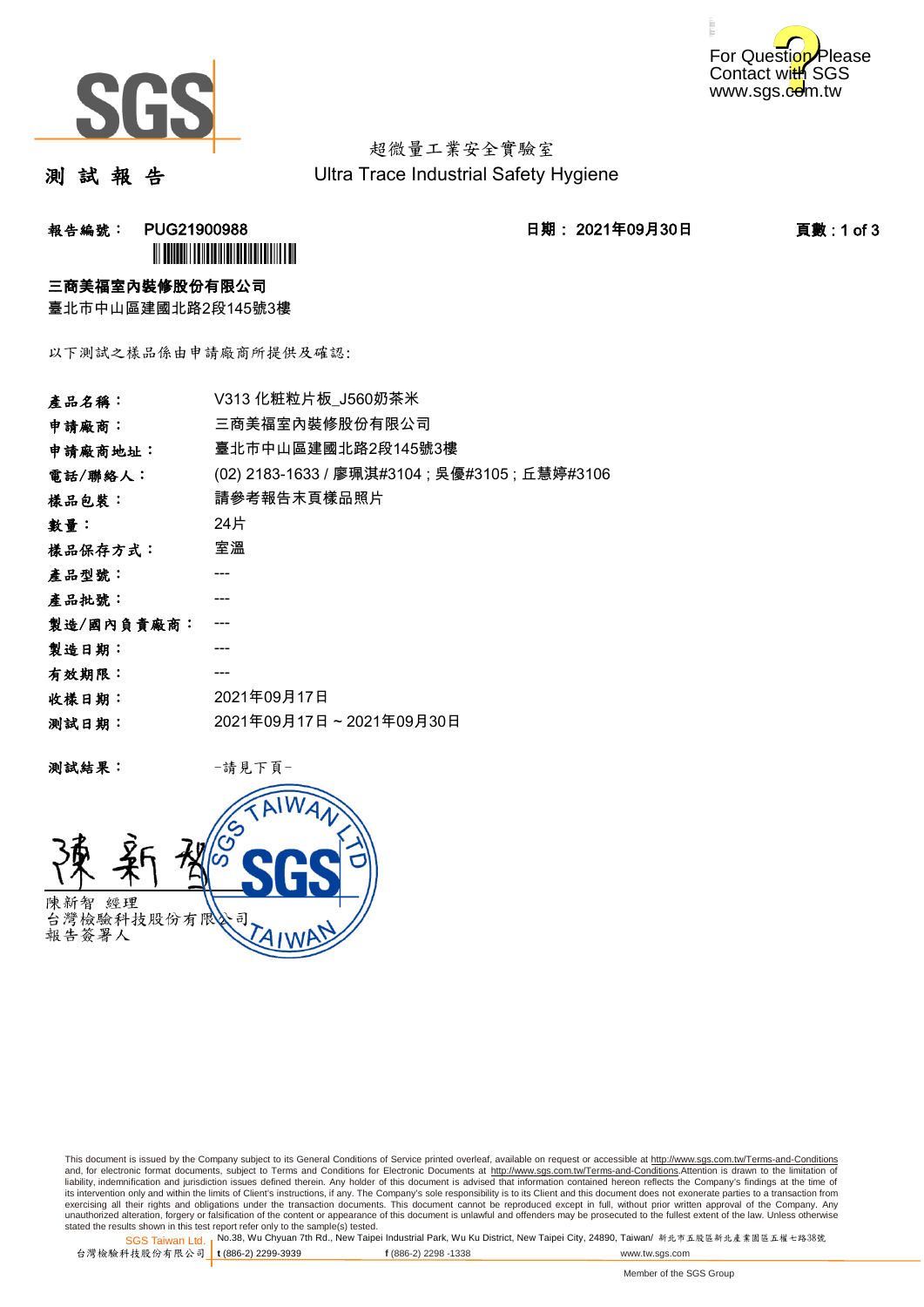超微量工業安全實驗室
Ultra Trace Industrial Safety Hygiene

# 測 試 報 告

**報告編號： PUG21900988** **日期： 2021年09月30日**

**三商美福室內裝修股份有限公司**
臺北市中山區建國北路2段145號3樓

以下測試之樣品係由申請廠商所提供及確認:

| | |
|---|---|
| **產品名稱：** | V313 化粧粒片板_J560奶茶米 |
| **申請廠商：** | 三商美福室內裝修股份有限公司 |
| **申請廠商地址：** | 臺北市中山區建國北路2段145號3樓 |
| **電話/聯絡人：** | (02) 2183-1633 / 廖珮淇#3104 ; 吳優#3105 ; 丘慧婷#3106 |
| **樣品包裝：** | 請參考報告末頁樣品照片 |
| **數量：** | 24片 |
| **樣品保存方式：** | 室溫 |
| **產品型號：** | --- |
| **產品批號：** | --- |
| **製造/國內負責廠商：** | --- |
| **製造日期：** | --- |
| **有效期限：** | --- |
| **收樣日期：** | 2021年09月17日 |
| **測試日期：** | 2021年09月17日 ~ 2021年09月30日 |

**測試結果：** -請見下頁-

陳新智 經理
台灣檢驗科技股份有限公司
報告簽署人

This document is issued by the Company subject to its General Conditions of Service printed overleaf, available on request or accessible at http://www.sgs.com.tw/Terms-and-Conditions and, for electronic format documents, subject to Terms and Conditions for Electronic Documents at http://www.sgs.com.tw/Terms-and-Conditions.Attention is drawn to the limitation of liability, indemnification and jurisdiction issues defined therein. Any holder of this document is advised that information contained hereon reflects the Company's findings at the time of its intervention only and within the limits of Client's instructions, if any. The Company's sole responsibility is to its Client and this document does not exonerate parties to a transaction from exercising all their rights and obligations under the transaction documents. This document cannot be reproduced except in full, without prior written approval of the Company. Any unauthorized alteration, forgery or falsification of the content or appearance of this document is unlawful and offenders may be prosecuted to the fullest extent of the law. Unless otherwise stated the results shown in this test report refer only to the sample(s) tested.

SGS Taiwan Ltd. 台灣檢驗科技股份有限公司 | No.38, Wu Chyuan 7th Rd., New Taipei Industrial Park, Wu Ku District, New Taipei City, 24890, Taiwan/ 新北市五股區新北產業園區五權七路38號 | t (886-2) 2299-3939 f (886-2) 2298 -1338 www.tw.sgs.com

Member of the SGS Group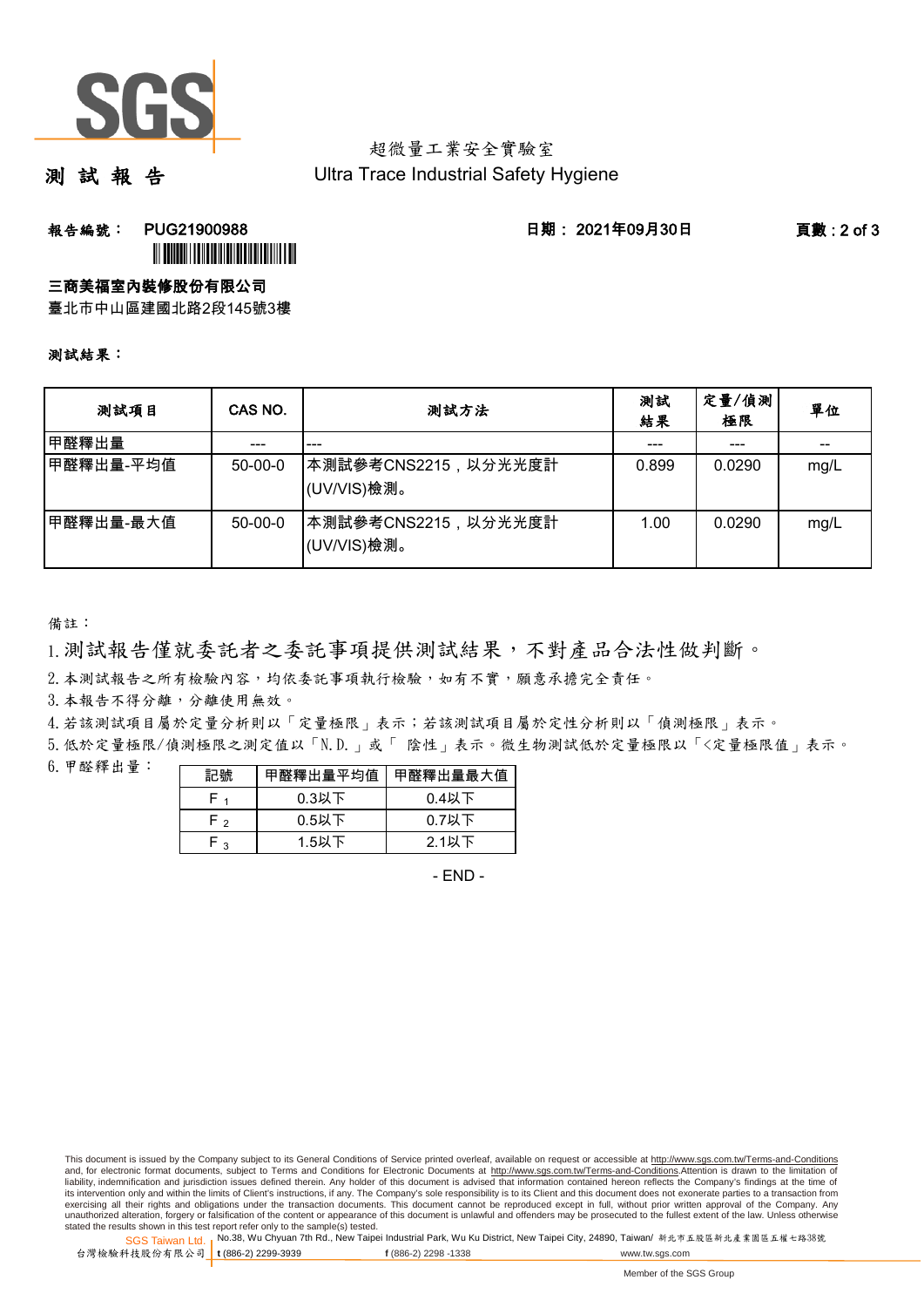超微量工業安全實驗室
Ultra Trace Industrial Safety Hygiene

# 測 試 報 告

**報告編號：** PUG21900988　　**日期：** 2021年09月30日

**三商美福室內裝修股份有限公司**
臺北市中山區建國北路2段145號3樓

**測試結果：**

| 測試項目 | CAS NO. | 測試方法 | 測試結果 | 定量/偵測極限 | 單位 |
|---|---|---|---|---|---|
| 甲醛釋出量 | --- | --- | --- | --- | -- |
| 甲醛釋出量-平均值 | 50-00-0 | 本測試參考CNS2215，以分光光度計(UV/VIS)檢測。 | 0.899 | 0.0290 | mg/L |
| 甲醛釋出量-最大值 | 50-00-0 | 本測試參考CNS2215，以分光光度計(UV/VIS)檢測。 | 1.00 | 0.0290 | mg/L |

備註：

1. 測試報告僅就委託者之委託事項提供測試結果，不對產品合法性做判斷。
2. 本測試報告之所有檢驗內容，均依委託事項執行檢驗，如有不實，願意承擔完全責任。
3. 本報告不得分離，分離使用無效。
4. 若該測試項目屬於定量分析則以「定量極限」表示；若該測試項目屬於定性分析則以「偵測極限」表示。
5. 低於定量極限/偵測極限之測定值以「N.D.」或「 陰性」表示。微生物測試低於定量極限以「<定量極限值」表示。
6. 甲醛釋出量：

| 記號 | 甲醛釋出量平均值 | 甲醛釋出量最大值 |
|---|---|---|
| $F_1$ | 0.3以下 | 0.4以下 |
| $F_2$ | 0.5以下 | 0.7以下 |
| $F_3$ | 1.5以下 | 2.1以下 |

- END -

This document is issued by the Company subject to its General Conditions of Service printed overleaf, available on request or accessible at http://www.sgs.com.tw/Terms-and-Conditions and, for electronic format documents, subject to Terms and Conditions for Electronic Documents at http://www.sgs.com.tw/Terms-and-Conditions.Attention is drawn to the limitation of liability, indemnification and jurisdiction issues defined therein. Any holder of this document is advised that information contained hereon reflects the Company's findings at the time of its intervention only and within the limits of Client's instructions, if any. The Company's sole responsibility is to its Client and this document does not exonerate parties to a transaction from exercising all their rights and obligations under the transaction documents. This document cannot be reproduced except in full, without prior written approval of the Company. Any unauthorized alteration, forgery or falsification of the content or appearance of this document is unlawful and offenders may be prosecuted to the fullest extent of the law. Unless otherwise stated the results shown in this test report refer only to the sample(s) tested.

SGS Taiwan Ltd. 台灣檢驗科技股份有限公司 | No.38, Wu Chyuan 7th Rd., New Taipei Industrial Park, Wu Ku District, New Taipei City, 24890, Taiwan/ 新北市五股區新北產業園區五權七路38號 | t (886-2) 2299-3939 f (886-2) 2298 -1338 www.tw.sgs.com

Member of the SGS Group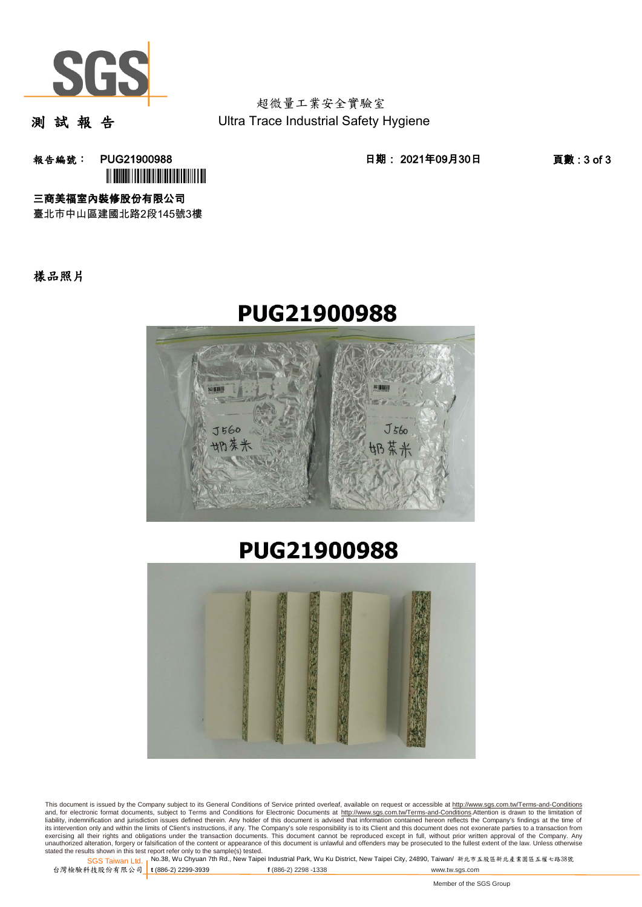測 試 報 告

超微量工業安全實驗室
Ultra Trace Industrial Safety Hygiene

報告編號： PUG21900988　　日期： 2021年09月30日

**三商美福室內裝修股份有限公司**
臺北市中山區建國北路2段145號3樓

**樣品照片**

**PUG21900988**

**PUG21900988**

This document is issued by the Company subject to its General Conditions of Service printed overleaf, available on request or accessible at http://www.sgs.com.tw/Terms-and-Conditions and, for electronic format documents, subject to Terms and Conditions for Electronic Documents at http://www.sgs.com.tw/Terms-and-Conditions.Attention is drawn to the limitation of liability, indemnification and jurisdiction issues defined therein. Any holder of this document is advised that information contained hereon reflects the Company's findings at the time of its intervention only and within the limits of Client's instructions, if any. The Company's sole responsibility is to its Client and this document does not exonerate parties to a transaction from exercising all their rights and obligations under the transaction documents. This document cannot be reproduced except in full, without prior written approval of the Company. Any unauthorized alteration, forgery or falsification of the content or appearance of this document is unlawful and offenders may be prosecuted to the fullest extent of the law. Unless otherwise stated the results shown in this test report refer only to the sample(s) tested.

SGS Taiwan Ltd. 台灣檢驗科技股份有限公司 | No.38, Wu Chyuan 7th Rd., New Taipei Industrial Park, Wu Ku District, New Taipei City, 24890, Taiwan/ 新北市五股區新北產業園區五權七路38號
t (886-2) 2299-3939　f (886-2) 2298 -1338　www.tw.sgs.com

Member of the SGS Group